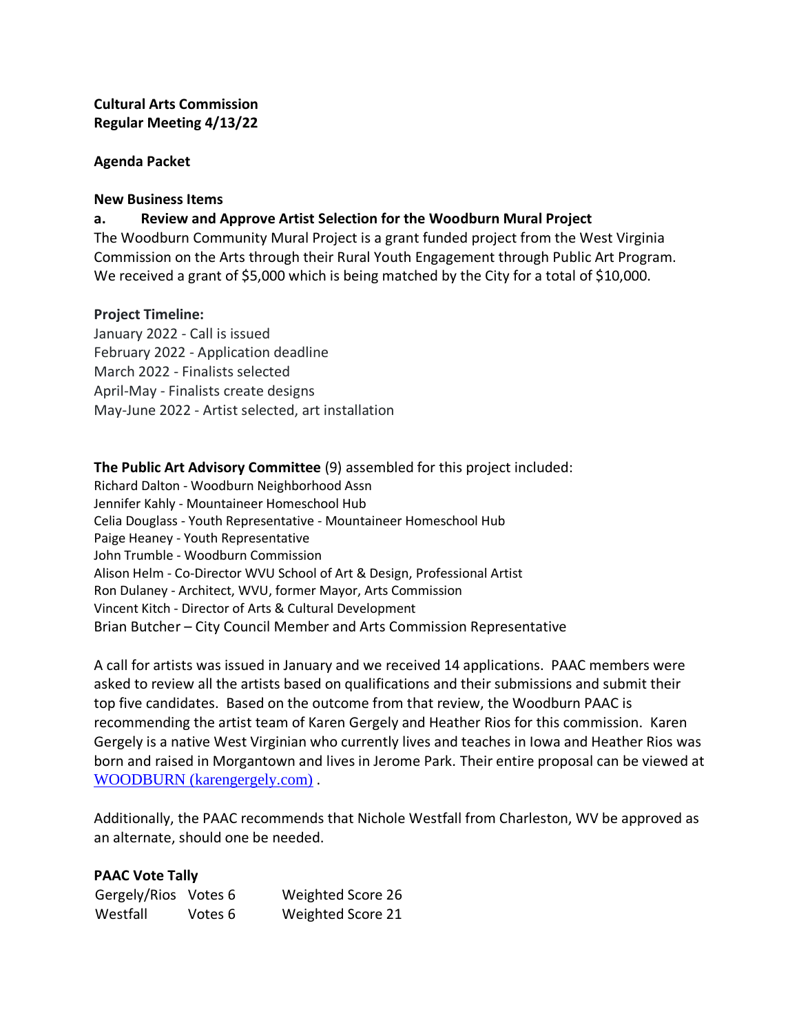**Cultural Arts Commission**
**Regular Meeting 4/13/22**

**Agenda Packet**

**New Business Items**

**a. Review and Approve Artist Selection for the Woodburn Mural Project**

The Woodburn Community Mural Project is a grant funded project from the West Virginia Commission on the Arts through their Rural Youth Engagement through Public Art Program. We received a grant of $5,000 which is being matched by the City for a total of $10,000.

**Project Timeline:**

January 2022 - Call is issued
February 2022 - Application deadline
March 2022 - Finalists selected
April-May - Finalists create designs
May-June 2022 - Artist selected, art installation

**The Public Art Advisory Committee** (9) assembled for this project included:

Richard Dalton - Woodburn Neighborhood Assn
Jennifer Kahly - Mountaineer Homeschool Hub
Celia Douglass - Youth Representative - Mountaineer Homeschool Hub
Paige Heaney - Youth Representative
John Trumble - Woodburn Commission
Alison Helm - Co-Director WVU School of Art & Design, Professional Artist
Ron Dulaney - Architect, WVU, former Mayor, Arts Commission
Vincent Kitch - Director of Arts & Cultural Development
Brian Butcher – City Council Member and Arts Commission Representative

A call for artists was issued in January and we received 14 applications. PAAC members were asked to review all the artists based on qualifications and their submissions and submit their top five candidates. Based on the outcome from that review, the Woodburn PAAC is recommending the artist team of Karen Gergely and Heather Rios for this commission. Karen Gergely is a native West Virginian who currently lives and teaches in Iowa and Heather Rios was born and raised in Morgantown and lives in Jerome Park. Their entire proposal can be viewed at WOODBURN (karengergely.com) .

Additionally, the PAAC recommends that Nichole Westfall from Charleston, WV be approved as an alternate, should one be needed.

**PAAC Vote Tally**

| | | |
|---|---|---|
| Gergely/Rios | Votes 6 | Weighted Score 26 |
| Westfall | Votes 6 | Weighted Score 21 |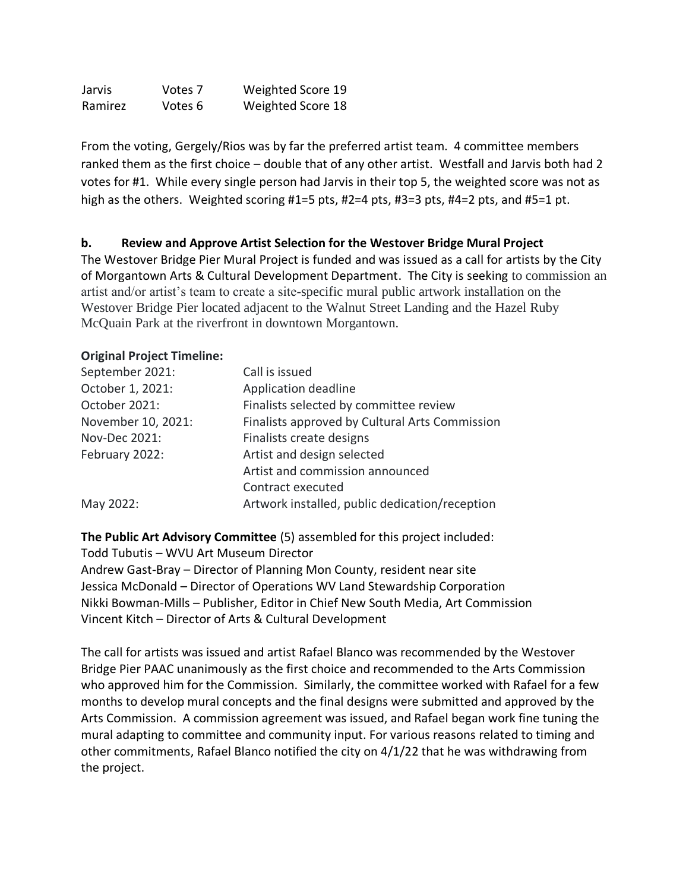| | | |
|---|---|---|
| Jarvis | Votes 7 | Weighted Score 19 |
| Ramirez | Votes 6 | Weighted Score 18 |

From the voting, Gergely/Rios was by far the preferred artist team. 4 committee members ranked them as the first choice – double that of any other artist. Westfall and Jarvis both had 2 votes for #1. While every single person had Jarvis in their top 5, the weighted score was not as high as the others. Weighted scoring #1=5 pts, #2=4 pts, #3=3 pts, #4=2 pts, and #5=1 pt.

**b. Review and Approve Artist Selection for the Westover Bridge Mural Project**

The Westover Bridge Pier Mural Project is funded and was issued as a call for artists by the City of Morgantown Arts & Cultural Development Department. The City is seeking to commission an artist and/or artist's team to create a site-specific mural public artwork installation on the Westover Bridge Pier located adjacent to the Walnut Street Landing and the Hazel Ruby McQuain Park at the riverfront in downtown Morgantown.

**Original Project Timeline:**

| | |
|---|---|
| September 2021: | Call is issued |
| October 1, 2021: | Application deadline |
| October 2021: | Finalists selected by committee review |
| November 10, 2021: | Finalists approved by Cultural Arts Commission |
| Nov-Dec 2021: | Finalists create designs |
| February 2022: | Artist and design selected |
| | Artist and commission announced |
| | Contract executed |
| May 2022: | Artwork installed, public dedication/reception |

**The Public Art Advisory Committee** (5) assembled for this project included:
Todd Tubutis – WVU Art Museum Director
Andrew Gast-Bray – Director of Planning Mon County, resident near site
Jessica McDonald – Director of Operations WV Land Stewardship Corporation
Nikki Bowman-Mills – Publisher, Editor in Chief New South Media, Art Commission
Vincent Kitch – Director of Arts & Cultural Development

The call for artists was issued and artist Rafael Blanco was recommended by the Westover Bridge Pier PAAC unanimously as the first choice and recommended to the Arts Commission who approved him for the Commission. Similarly, the committee worked with Rafael for a few months to develop mural concepts and the final designs were submitted and approved by the Arts Commission. A commission agreement was issued, and Rafael began work fine tuning the mural adapting to committee and community input. For various reasons related to timing and other commitments, Rafael Blanco notified the city on 4/1/22 that he was withdrawing from the project.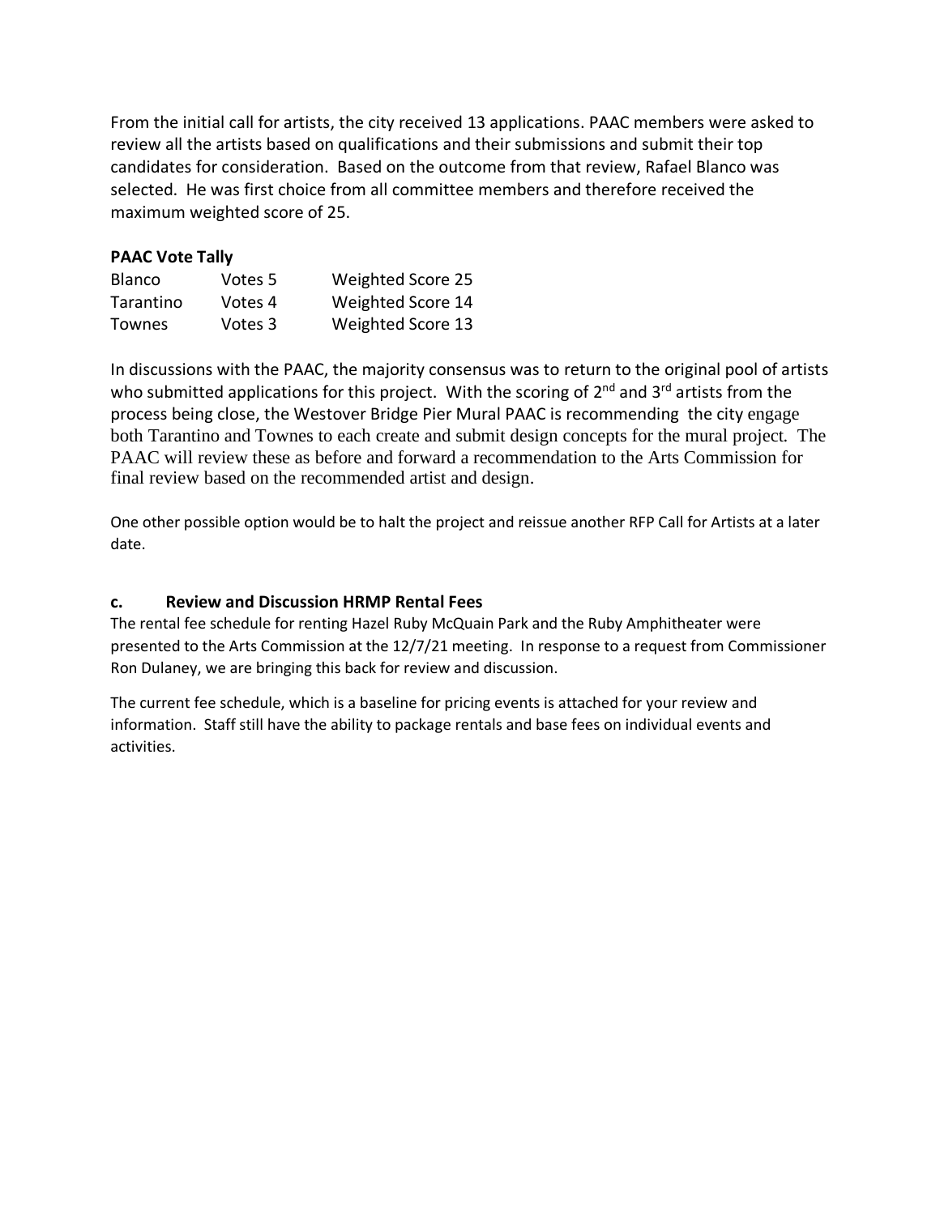From the initial call for artists, the city received 13 applications. PAAC members were asked to review all the artists based on qualifications and their submissions and submit their top candidates for consideration. Based on the outcome from that review, Rafael Blanco was selected. He was first choice from all committee members and therefore received the maximum weighted score of 25.

**PAAC Vote Tally**

| | | |
|---|---|---|
| Blanco | Votes 5 | Weighted Score 25 |
| Tarantino | Votes 4 | Weighted Score 14 |
| Townes | Votes 3 | Weighted Score 13 |

In discussions with the PAAC, the majority consensus was to return to the original pool of artists who submitted applications for this project. With the scoring of 2nd and 3rd artists from the process being close, the Westover Bridge Pier Mural PAAC is recommending the city engage both Tarantino and Townes to each create and submit design concepts for the mural project. The PAAC will review these as before and forward a recommendation to the Arts Commission for final review based on the recommended artist and design.

One other possible option would be to halt the project and reissue another RFP Call for Artists at a later date.

### c. Review and Discussion HRMP Rental Fees

The rental fee schedule for renting Hazel Ruby McQuain Park and the Ruby Amphitheater were presented to the Arts Commission at the 12/7/21 meeting. In response to a request from Commissioner Ron Dulaney, we are bringing this back for review and discussion.

The current fee schedule, which is a baseline for pricing events is attached for your review and information. Staff still have the ability to package rentals and base fees on individual events and activities.